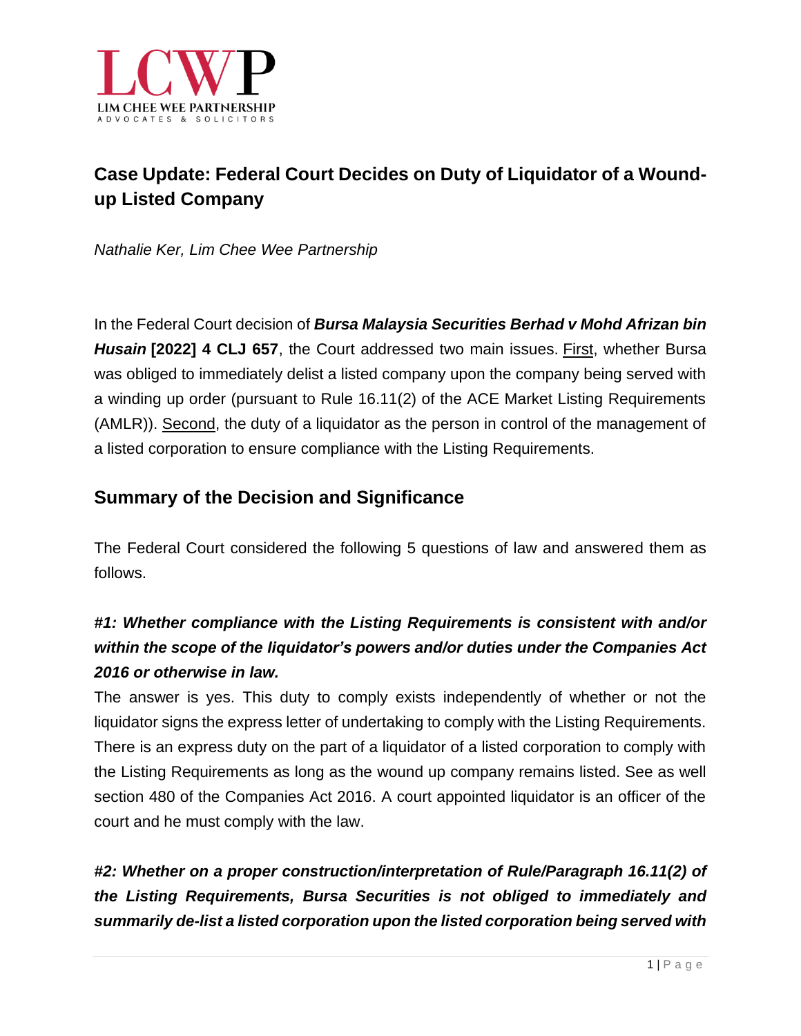# Case Update: Federal Court Decides on Duty of Liquidator of a Wound-up Listed Company

*Nathalie Ker, Lim Chee Wee Partnership*

In the Federal Court decision of ***Bursa Malaysia Securities Berhad v Mohd Afrizan bin Husain* [2022] 4 CLJ 657**, the Court addressed two main issues. First, whether Bursa was obliged to immediately delist a listed company upon the company being served with a winding up order (pursuant to Rule 16.11(2) of the ACE Market Listing Requirements (AMLR)). Second, the duty of a liquidator as the person in control of the management of a listed corporation to ensure compliance with the Listing Requirements.

## Summary of the Decision and Significance

The Federal Court considered the following 5 questions of law and answered them as follows.

***#1: Whether compliance with the Listing Requirements is consistent with and/or within the scope of the liquidator's powers and/or duties under the Companies Act 2016 or otherwise in law.***

The answer is yes. This duty to comply exists independently of whether or not the liquidator signs the express letter of undertaking to comply with the Listing Requirements. There is an express duty on the part of a liquidator of a listed corporation to comply with the Listing Requirements as long as the wound up company remains listed. See as well section 480 of the Companies Act 2016. A court appointed liquidator is an officer of the court and he must comply with the law.

***#2: Whether on a proper construction/interpretation of Rule/Paragraph 16.11(2) of the Listing Requirements, Bursa Securities is not obliged to immediately and summarily de-list a listed corporation upon the listed corporation being served with***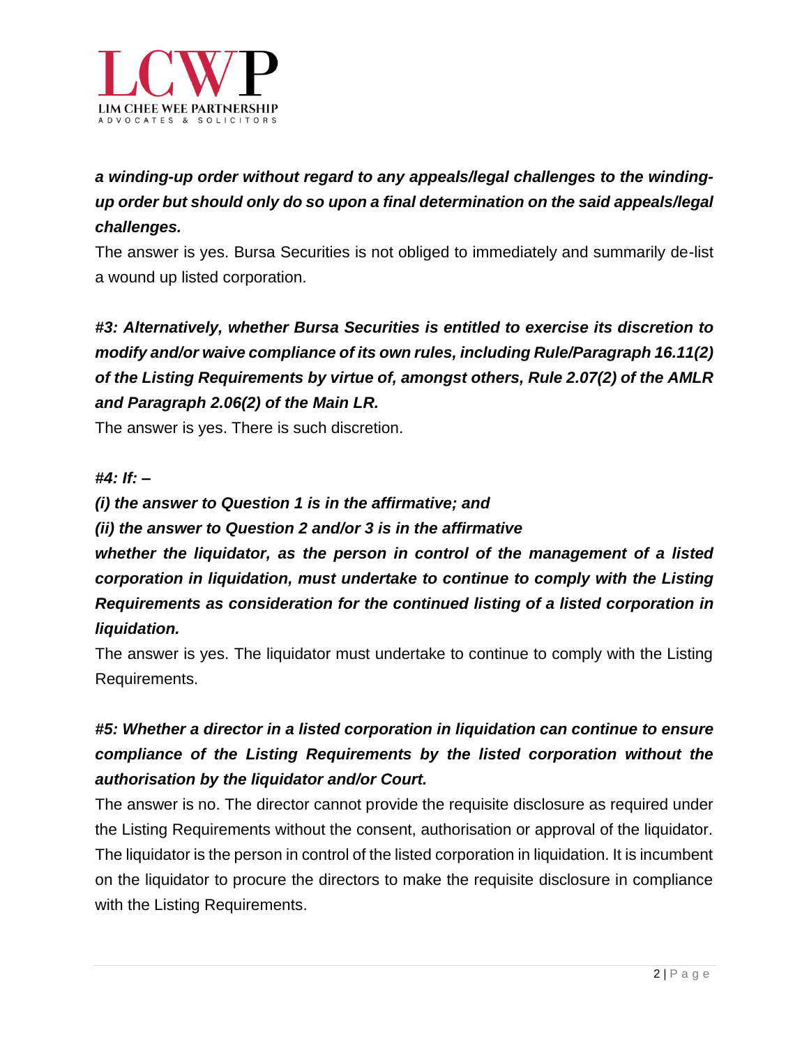***a winding-up order without regard to any appeals/legal challenges to the winding-up order but should only do so upon a final determination on the said appeals/legal challenges.***

The answer is yes. Bursa Securities is not obliged to immediately and summarily de-list a wound up listed corporation.

***#3: Alternatively, whether Bursa Securities is entitled to exercise its discretion to modify and/or waive compliance of its own rules, including Rule/Paragraph 16.11(2) of the Listing Requirements by virtue of, amongst others, Rule 2.07(2) of the AMLR and Paragraph 2.06(2) of the Main LR.***

The answer is yes. There is such discretion.

***#4: If: –***

***(i) the answer to Question 1 is in the affirmative; and***

***(ii) the answer to Question 2 and/or 3 is in the affirmative***

***whether the liquidator, as the person in control of the management of a listed corporation in liquidation, must undertake to continue to comply with the Listing Requirements as consideration for the continued listing of a listed corporation in liquidation.***

The answer is yes. The liquidator must undertake to continue to comply with the Listing Requirements.

***#5: Whether a director in a listed corporation in liquidation can continue to ensure compliance of the Listing Requirements by the listed corporation without the authorisation by the liquidator and/or Court.***

The answer is no. The director cannot provide the requisite disclosure as required under the Listing Requirements without the consent, authorisation or approval of the liquidator. The liquidator is the person in control of the listed corporation in liquidation. It is incumbent on the liquidator to procure the directors to make the requisite disclosure in compliance with the Listing Requirements.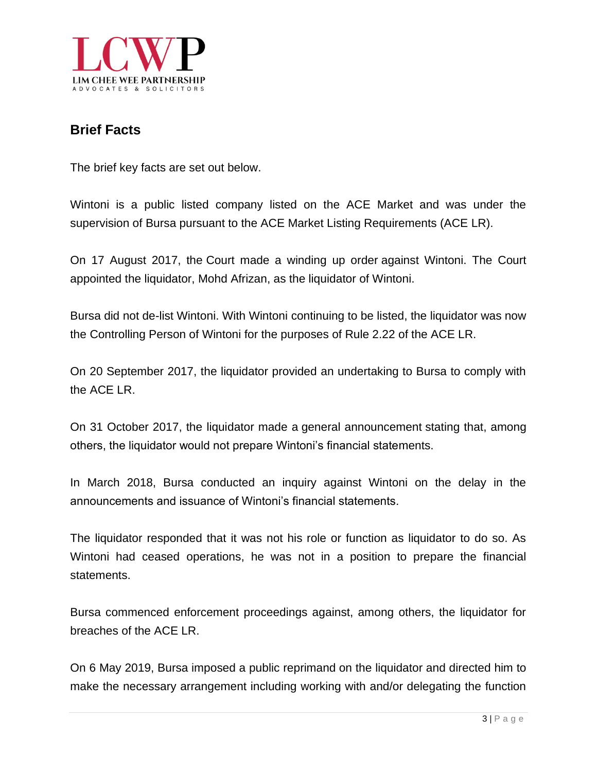## Brief Facts

The brief key facts are set out below.

Wintoni is a public listed company listed on the ACE Market and was under the supervision of Bursa pursuant to the ACE Market Listing Requirements (ACE LR).

On 17 August 2017, the Court made a winding up order against Wintoni. The Court appointed the liquidator, Mohd Afrizan, as the liquidator of Wintoni.

Bursa did not de-list Wintoni. With Wintoni continuing to be listed, the liquidator was now the Controlling Person of Wintoni for the purposes of Rule 2.22 of the ACE LR.

On 20 September 2017, the liquidator provided an undertaking to Bursa to comply with the ACE LR.

On 31 October 2017, the liquidator made a general announcement stating that, among others, the liquidator would not prepare Wintoni's financial statements.

In March 2018, Bursa conducted an inquiry against Wintoni on the delay in the announcements and issuance of Wintoni's financial statements.

The liquidator responded that it was not his role or function as liquidator to do so. As Wintoni had ceased operations, he was not in a position to prepare the financial statements.

Bursa commenced enforcement proceedings against, among others, the liquidator for breaches of the ACE LR.

On 6 May 2019, Bursa imposed a public reprimand on the liquidator and directed him to make the necessary arrangement including working with and/or delegating the function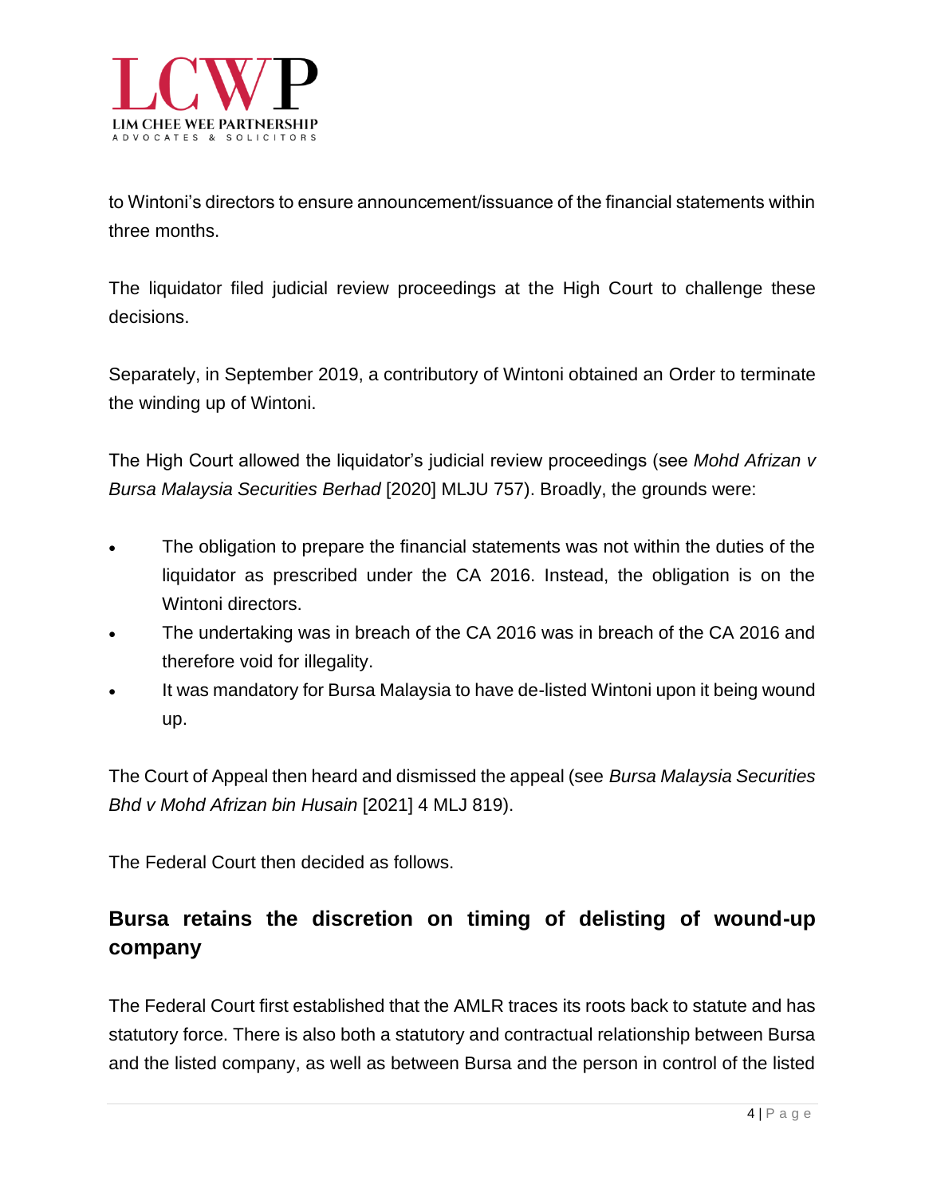to Wintoni's directors to ensure announcement/issuance of the financial statements within three months.

The liquidator filed judicial review proceedings at the High Court to challenge these decisions.

Separately, in September 2019, a contributory of Wintoni obtained an Order to terminate the winding up of Wintoni.

The High Court allowed the liquidator's judicial review proceedings (see *Mohd Afrizan v Bursa Malaysia Securities Berhad* [2020] MLJU 757). Broadly, the grounds were:

- The obligation to prepare the financial statements was not within the duties of the liquidator as prescribed under the CA 2016. Instead, the obligation is on the Wintoni directors.
- The undertaking was in breach of the CA 2016 was in breach of the CA 2016 and therefore void for illegality.
- It was mandatory for Bursa Malaysia to have de-listed Wintoni upon it being wound up.

The Court of Appeal then heard and dismissed the appeal (see *Bursa Malaysia Securities Bhd v Mohd Afrizan bin Husain* [2021] 4 MLJ 819).

The Federal Court then decided as follows.

## Bursa retains the discretion on timing of delisting of wound-up company

The Federal Court first established that the AMLR traces its roots back to statute and has statutory force. There is also both a statutory and contractual relationship between Bursa and the listed company, as well as between Bursa and the person in control of the listed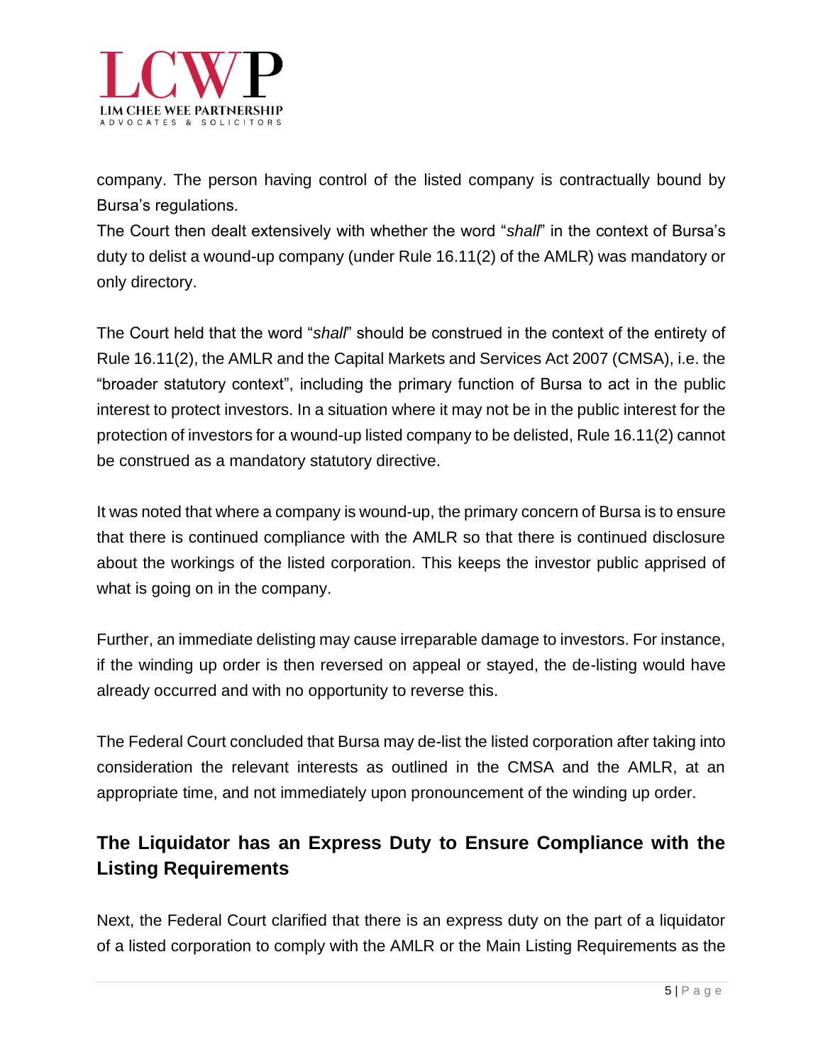company. The person having control of the listed company is contractually bound by Bursa's regulations.

The Court then dealt extensively with whether the word "*shall*" in the context of Bursa's duty to delist a wound-up company (under Rule 16.11(2) of the AMLR) was mandatory or only directory.

The Court held that the word "*shall*" should be construed in the context of the entirety of Rule 16.11(2), the AMLR and the Capital Markets and Services Act 2007 (CMSA), i.e. the "broader statutory context", including the primary function of Bursa to act in the public interest to protect investors. In a situation where it may not be in the public interest for the protection of investors for a wound-up listed company to be delisted, Rule 16.11(2) cannot be construed as a mandatory statutory directive.

It was noted that where a company is wound-up, the primary concern of Bursa is to ensure that there is continued compliance with the AMLR so that there is continued disclosure about the workings of the listed corporation. This keeps the investor public apprised of what is going on in the company.

Further, an immediate delisting may cause irreparable damage to investors. For instance, if the winding up order is then reversed on appeal or stayed, the de-listing would have already occurred and with no opportunity to reverse this.

The Federal Court concluded that Bursa may de-list the listed corporation after taking into consideration the relevant interests as outlined in the CMSA and the AMLR, at an appropriate time, and not immediately upon pronouncement of the winding up order.

## The Liquidator has an Express Duty to Ensure Compliance with the Listing Requirements

Next, the Federal Court clarified that there is an express duty on the part of a liquidator of a listed corporation to comply with the AMLR or the Main Listing Requirements as the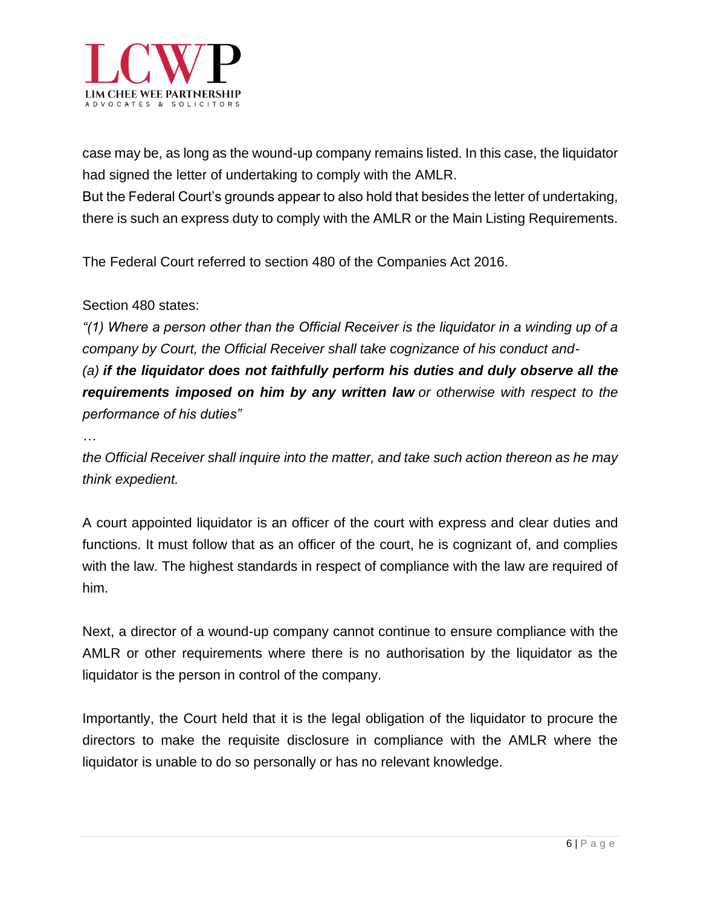case may be, as long as the wound-up company remains listed. In this case, the liquidator had signed the letter of undertaking to comply with the AMLR.
But the Federal Court's grounds appear to also hold that besides the letter of undertaking, there is such an express duty to comply with the AMLR or the Main Listing Requirements.

The Federal Court referred to section 480 of the Companies Act 2016.

Section 480 states:
*"(1) Where a person other than the Official Receiver is the liquidator in a winding up of a company by Court, the Official Receiver shall take cognizance of his conduct and-*
*(a)* ***if the liquidator does not faithfully perform his duties and duly observe all the requirements imposed on him by any written law*** *or otherwise with respect to the performance of his duties"*
*…*
*the Official Receiver shall inquire into the matter, and take such action thereon as he may think expedient.*

A court appointed liquidator is an officer of the court with express and clear duties and functions. It must follow that as an officer of the court, he is cognizant of, and complies with the law. The highest standards in respect of compliance with the law are required of him.

Next, a director of a wound-up company cannot continue to ensure compliance with the AMLR or other requirements where there is no authorisation by the liquidator as the liquidator is the person in control of the company.

Importantly, the Court held that it is the legal obligation of the liquidator to procure the directors to make the requisite disclosure in compliance with the AMLR where the liquidator is unable to do so personally or has no relevant knowledge.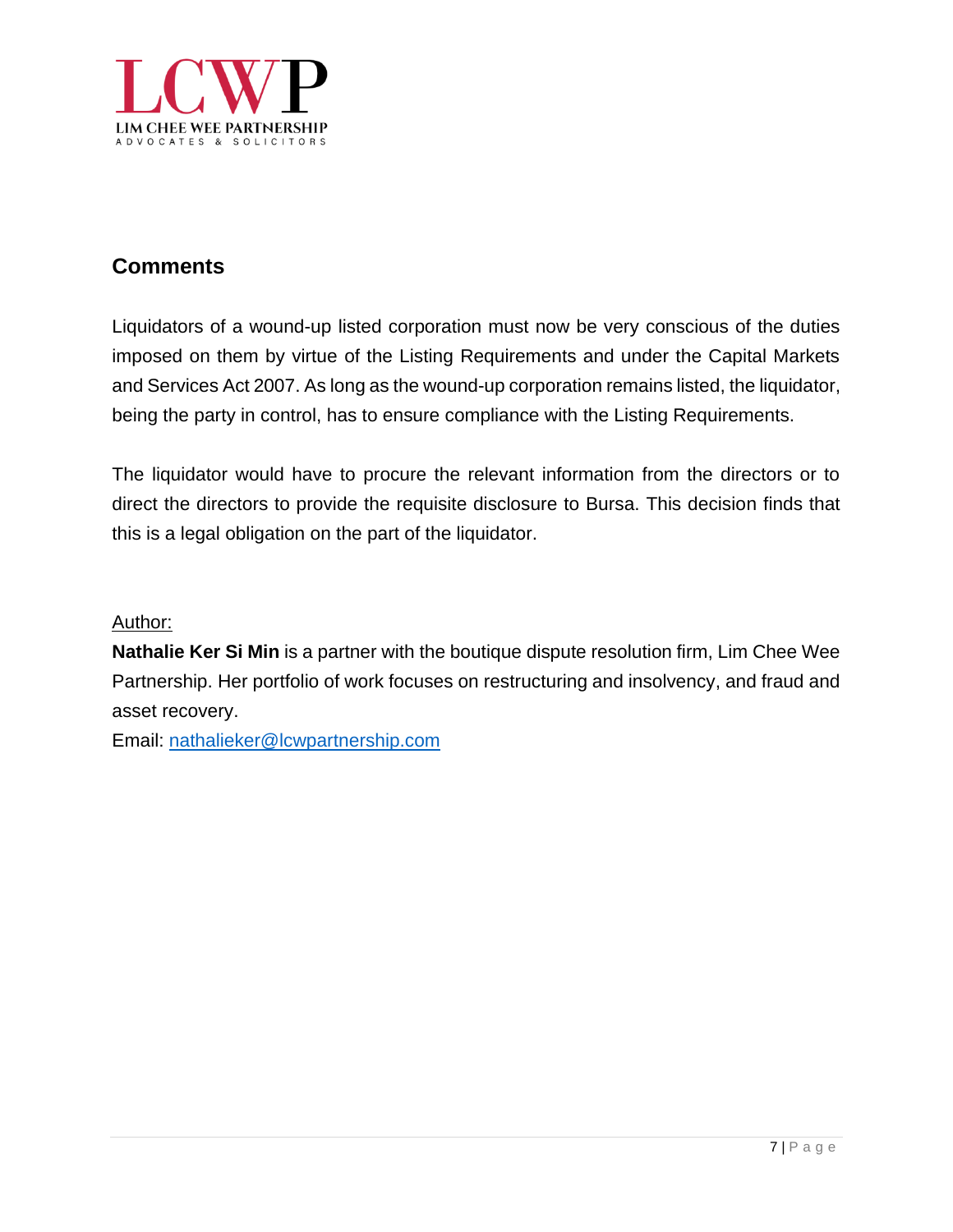## Comments

Liquidators of a wound-up listed corporation must now be very conscious of the duties imposed on them by virtue of the Listing Requirements and under the Capital Markets and Services Act 2007. As long as the wound-up corporation remains listed, the liquidator, being the party in control, has to ensure compliance with the Listing Requirements.

The liquidator would have to procure the relevant information from the directors or to direct the directors to provide the requisite disclosure to Bursa. This decision finds that this is a legal obligation on the part of the liquidator.

Author:

**Nathalie Ker Si Min** is a partner with the boutique dispute resolution firm, Lim Chee Wee Partnership. Her portfolio of work focuses on restructuring and insolvency, and fraud and asset recovery.

Email: nathalieker@lcwpartnership.com